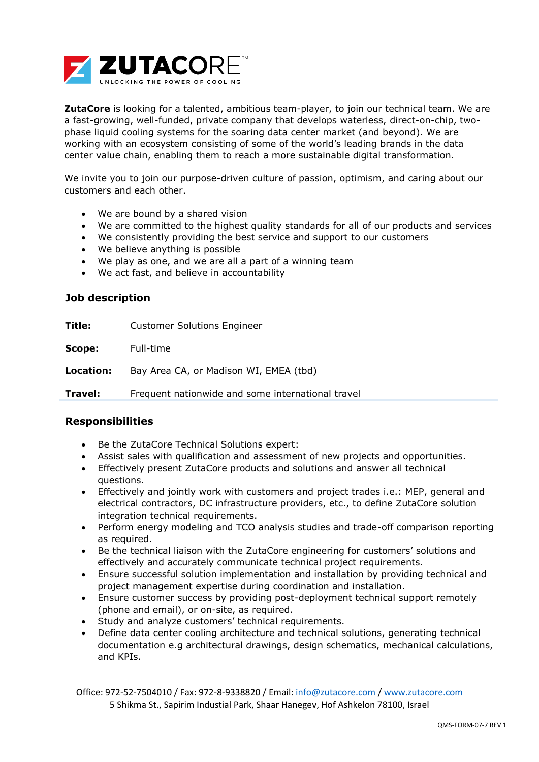**ZutaCore** is looking for a talented, ambitious team-player, to join our technical team. We are a fast-growing, well-funded, private company that develops waterless, direct-on-chip, two-phase liquid cooling systems for the soaring data center market (and beyond). We are working with an ecosystem consisting of some of the world's leading brands in the data center value chain, enabling them to reach a more sustainable digital transformation.

We invite you to join our purpose-driven culture of passion, optimism, and caring about our customers and each other.

- We are bound by a shared vision
- We are committed to the highest quality standards for all of our products and services
- We consistently providing the best service and support to our customers
- We believe anything is possible
- We play as one, and we are all a part of a winning team
- We act fast, and believe in accountability

## Job description

**Title:** Customer Solutions Engineer

**Scope:** Full-time

**Location:** Bay Area CA, or Madison WI, EMEA (tbd)

**Travel:** Frequent nationwide and some international travel

## Responsibilities

- Be the ZutaCore Technical Solutions expert:
- Assist sales with qualification and assessment of new projects and opportunities.
- Effectively present ZutaCore products and solutions and answer all technical questions.
- Effectively and jointly work with customers and project trades i.e.: MEP, general and electrical contractors, DC infrastructure providers, etc., to define ZutaCore solution integration technical requirements.
- Perform energy modeling and TCO analysis studies and trade-off comparison reporting as required.
- Be the technical liaison with the ZutaCore engineering for customers' solutions and effectively and accurately communicate technical project requirements.
- Ensure successful solution implementation and installation by providing technical and project management expertise during coordination and installation.
- Ensure customer success by providing post-deployment technical support remotely (phone and email), or on-site, as required.
- Study and analyze customers' technical requirements.
- Define data center cooling architecture and technical solutions, generating technical documentation e.g architectural drawings, design schematics, mechanical calculations, and KPIs.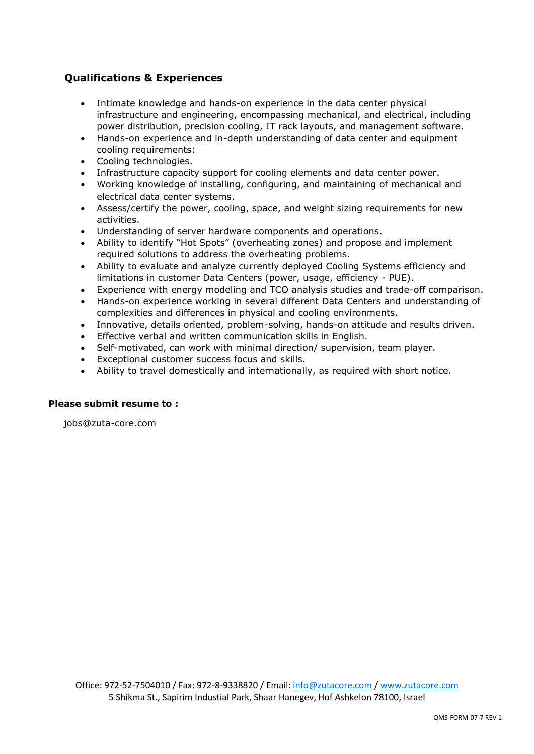## Qualifications & Experiences

- Intimate knowledge and hands-on experience in the data center physical infrastructure and engineering, encompassing mechanical, and electrical, including power distribution, precision cooling, IT rack layouts, and management software.
- Hands-on experience and in-depth understanding of data center and equipment cooling requirements:
- Cooling technologies.
- Infrastructure capacity support for cooling elements and data center power.
- Working knowledge of installing, configuring, and maintaining of mechanical and electrical data center systems.
- Assess/certify the power, cooling, space, and weight sizing requirements for new activities.
- Understanding of server hardware components and operations.
- Ability to identify “Hot Spots” (overheating zones) and propose and implement required solutions to address the overheating problems.
- Ability to evaluate and analyze currently deployed Cooling Systems efficiency and limitations in customer Data Centers (power, usage, efficiency - PUE).
- Experience with energy modeling and TCO analysis studies and trade-off comparison.
- Hands-on experience working in several different Data Centers and understanding of complexities and differences in physical and cooling environments.
- Innovative, details oriented, problem-solving, hands-on attitude and results driven.
- Effective verbal and written communication skills in English.
- Self-motivated, can work with minimal direction/ supervision, team player.
- Exceptional customer success focus and skills.
- Ability to travel domestically and internationally, as required with short notice.

**Please submit resume to :**

jobs@zuta-core.com